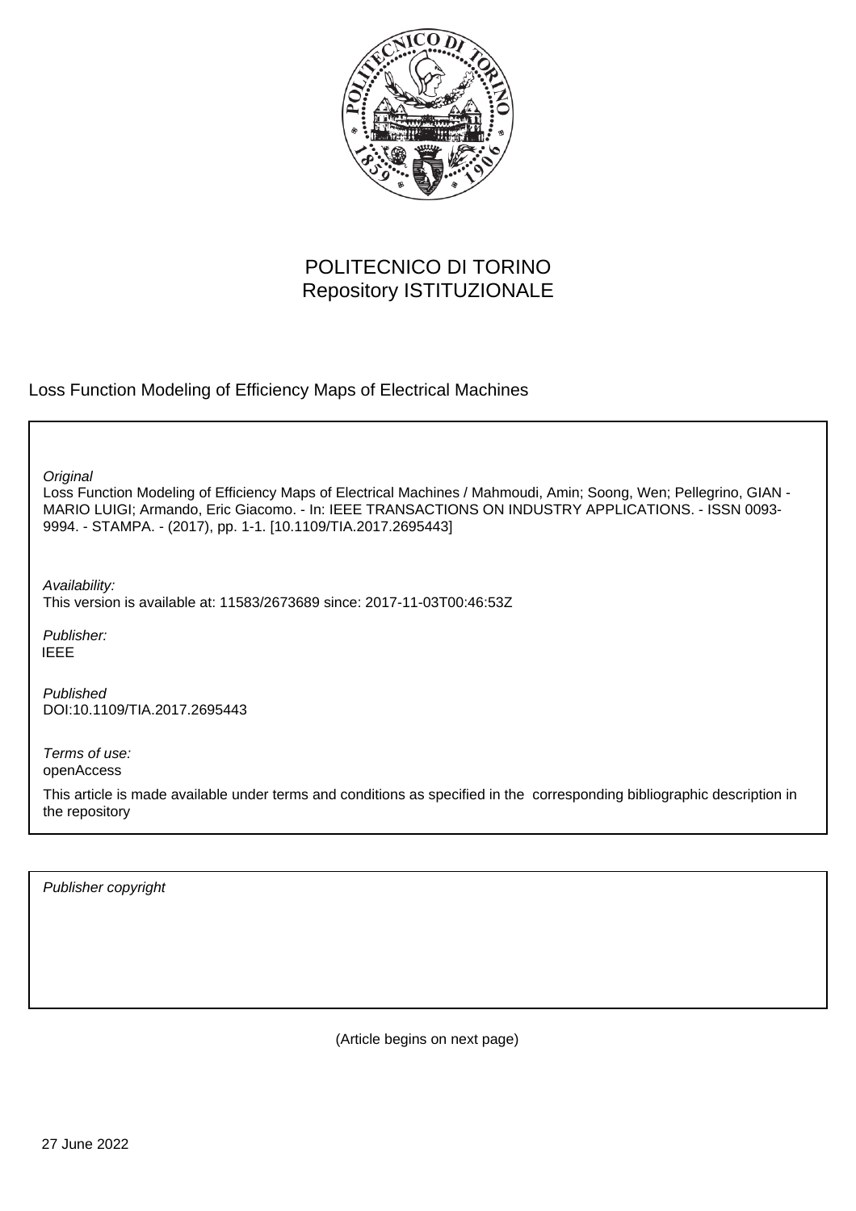POLITECNICO DI TORINO
Repository ISTITUZIONALE

Loss Function Modeling of Efficiency Maps of Electrical Machines

*Original*
Loss Function Modeling of Efficiency Maps of Electrical Machines / Mahmoudi, Amin; Soong, Wen; Pellegrino, GIAN - MARIO LUIGI; Armando, Eric Giacomo. - In: IEEE TRANSACTIONS ON INDUSTRY APPLICATIONS. - ISSN 0093-9994. - STAMPA. - (2017), pp. 1-1. [10.1109/TIA.2017.2695443]

*Availability:*
This version is available at: 11583/2673689 since: 2017-11-03T00:46:53Z

*Publisher:*
IEEE

*Published*
DOI:10.1109/TIA.2017.2695443

*Terms of use:*
openAccess

This article is made available under terms and conditions as specified in the corresponding bibliographic description in the repository

*Publisher copyright*

(Article begins on next page)

27 June 2022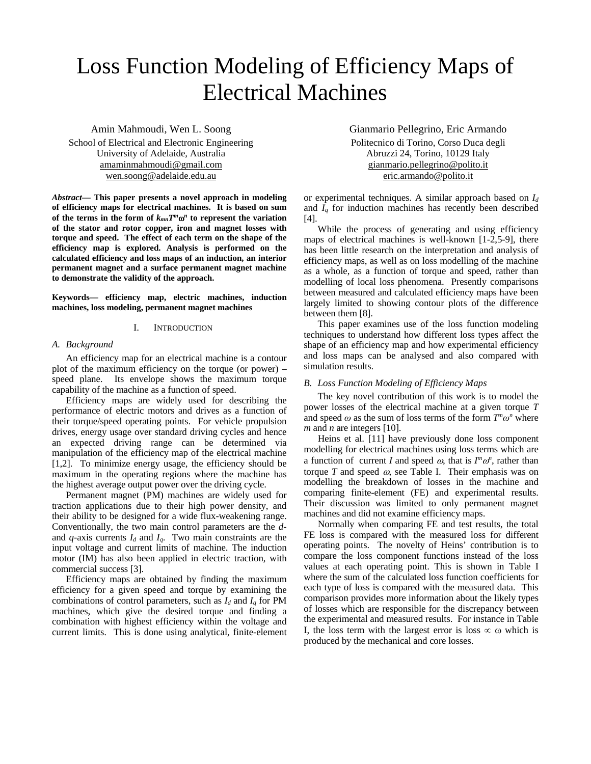# Loss Function Modeling of Efficiency Maps of Electrical Machines

Amin Mahmoudi, Wen L. Soong
School of Electrical and Electronic Engineering
University of Adelaide, Australia
amaminmahmoudi@gmail.com
wen.soong@adelaide.edu.au

Gianmario Pellegrino, Eric Armando
Politecnico di Torino, Corso Duca degli Abruzzi 24, Torino, 10129 Italy
gianmario.pellegrino@polito.it
eric.armando@polito.it

***Abstract*— This paper presents a novel approach in modeling of efficiency maps for electrical machines. It is based on sum of the terms in the form of $k_{mn}T^m\omega^n$ to represent the variation of the stator and rotor copper, iron and magnet losses with torque and speed. The effect of each term on the shape of the efficiency map is explored. Analysis is performed on the calculated efficiency and loss maps of an induction, an interior permanent magnet and a surface permanent magnet machine to demonstrate the validity of the approach.**

**Keywords— efficiency map, electric machines, induction machines, loss modeling, permanent magnet machines**

## I. Introduction

### A. Background

An efficiency map for an electrical machine is a contour plot of the maximum efficiency on the torque (or power) – speed plane. Its envelope shows the maximum torque capability of the machine as a function of speed.

Efficiency maps are widely used for describing the performance of electric motors and drives as a function of their torque/speed operating points. For vehicle propulsion drives, energy usage over standard driving cycles and hence an expected driving range can be determined via manipulation of the efficiency map of the electrical machine [1,2]. To minimize energy usage, the efficiency should be maximum in the operating regions where the machine has the highest average output power over the driving cycle.

Permanent magnet (PM) machines are widely used for traction applications due to their high power density, and their ability to be designed for a wide flux-weakening range. Conventionally, the two main control parameters are the *d*- and *q*-axis currents $I_d$ and $I_q$. Two main constraints are the input voltage and current limits of machine. The induction motor (IM) has also been applied in electric traction, with commercial success [3].

Efficiency maps are obtained by finding the maximum efficiency for a given speed and torque by examining the combinations of control parameters, such as $I_d$ and $I_q$ for PM machines, which give the desired torque and finding a combination with highest efficiency within the voltage and current limits. This is done using analytical, finite-element or experimental techniques. A similar approach based on $I_d$ and $I_q$ for induction machines has recently been described [4].

While the process of generating and using efficiency maps of electrical machines is well-known [1-2,5-9], there has been little research on the interpretation and analysis of efficiency maps, as well as on loss modelling of the machine as a whole, as a function of torque and speed, rather than modelling of local loss phenomena. Presently comparisons between measured and calculated efficiency maps have been largely limited to showing contour plots of the difference between them [8].

This paper examines use of the loss function modeling techniques to understand how different loss types affect the shape of an efficiency map and how experimental efficiency and loss maps can be analysed and also compared with simulation results.

### B. Loss Function Modeling of Efficiency Maps

The key novel contribution of this work is to model the power losses of the electrical machine at a given torque $T$ and speed $\omega$ as the sum of loss terms of the form $T^m\omega^n$ where $m$ and $n$ are integers [10].

Heins et al. [11] have previously done loss component modelling for electrical machines using loss terms which are a function of current $I$ and speed $\omega$, that is $I^m\omega^n$, rather than torque $T$ and speed $\omega$, see Table I. Their emphasis was on modelling the breakdown of losses in the machine and comparing finite-element (FE) and experimental results. Their discussion was limited to only permanent magnet machines and did not examine efficiency maps.

Normally when comparing FE and test results, the total FE loss is compared with the measured loss for different operating points. The novelty of Heins' contribution is to compare the loss component functions instead of the loss values at each operating point. This is shown in Table I where the sum of the calculated loss function coefficients for each type of loss is compared with the measured data. This comparison provides more information about the likely types of losses which are responsible for the discrepancy between the experimental and measured results. For instance in Table I, the loss term with the largest error is loss $\propto \omega$ which is produced by the mechanical and core losses.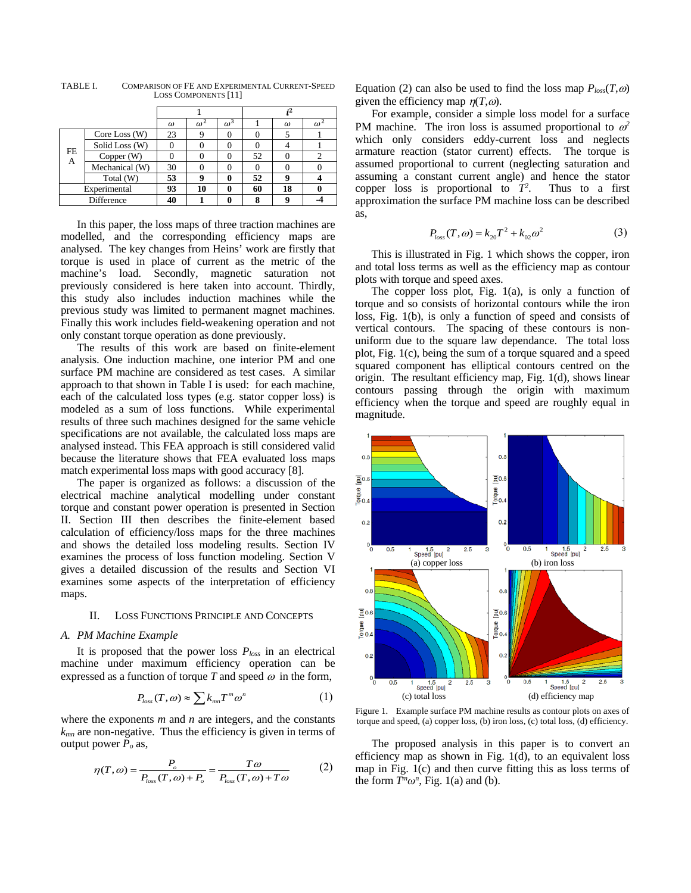TABLE I. COMPARISON OF FE AND EXPERIMENTAL CURRENT-SPEED LOSS COMPONENTS [11]

| | | 1 | | | $i^2$ | | |
|---|---|---|---|---|---|---|---|
| | | $\omega$ | $\omega^2$ | $\omega^3$ | 1 | $\omega$ | $\omega^2$ |
| FEA | Core Loss (W) | 23 | 9 | 0 | 0 | 5 | 1 |
| | Solid Loss (W) | 0 | 0 | 0 | 0 | 4 | 1 |
| | Copper (W) | 0 | 0 | 0 | 52 | 0 | 2 |
| | Mechanical (W) | 30 | 0 | 0 | 0 | 0 | 0 |
| | Total (W) | **53** | **9** | **0** | **52** | **9** | **4** |
| Experimental | | **93** | **10** | **0** | **60** | **18** | **0** |
| Difference | | **40** | **1** | **0** | **8** | **9** | **-4** |

In this paper, the loss maps of three traction machines are modelled, and the corresponding efficiency maps are analysed. The key changes from Heins' work are firstly that torque is used in place of current as the metric of the machine's load. Secondly, magnetic saturation not previously considered is here taken into account. Thirdly, this study also includes induction machines while the previous study was limited to permanent magnet machines. Finally this work includes field-weakening operation and not only constant torque operation as done previously.

The results of this work are based on finite-element analysis. One induction machine, one interior PM and one surface PM machine are considered as test cases. A similar approach to that shown in Table I is used: for each machine, each of the calculated loss types (e.g. stator copper loss) is modeled as a sum of loss functions. While experimental results of three such machines designed for the same vehicle specifications are not available, the calculated loss maps are analysed instead. This FEA approach is still considered valid because the literature shows that FEA evaluated loss maps match experimental loss maps with good accuracy [8].

The paper is organized as follows: a discussion of the electrical machine analytical modelling under constant torque and constant power operation is presented in Section II. Section III then describes the finite-element based calculation of efficiency/loss maps for the three machines and shows the detailed loss modeling results. Section IV examines the process of loss function modeling. Section V gives a detailed discussion of the results and Section VI examines some aspects of the interpretation of efficiency maps.

## II. LOSS FUNCTIONS PRINCIPLE AND CONCEPTS

### A. PM Machine Example

It is proposed that the power loss $P_{loss}$ in an electrical machine under maximum efficiency operation can be expressed as a function of torque $T$ and speed $\omega$ in the form,

$$P_{loss}(T,\omega) \approx \sum k_{mn} T^m \omega^n \tag{1}$$

where the exponents $m$ and $n$ are integers, and the constants $k_{mn}$ are non-negative. Thus the efficiency is given in terms of output power $P_o$ as,

$$\eta(T,\omega) = \frac{P_o}{P_{loss}(T,\omega) + P_o} = \frac{T\omega}{P_{loss}(T,\omega) + T\omega} \tag{2}$$

Equation (2) can also be used to find the loss map $P_{loss}(T,\omega)$ given the efficiency map $\eta(T,\omega)$.

For example, consider a simple loss model for a surface PM machine. The iron loss is assumed proportional to $\omega^2$ which only considers eddy-current loss and neglects armature reaction (stator current) effects. The torque is assumed proportional to current (neglecting saturation and assuming a constant current angle) and hence the stator copper loss is proportional to $T^2$. Thus to a first approximation the surface PM machine loss can be described as,

$$P_{loss}(T,\omega) = k_{20}T^2 + k_{02}\omega^2 \tag{3}$$

This is illustrated in Fig. 1 which shows the copper, iron and total loss terms as well as the efficiency map as contour plots with torque and speed axes.

The copper loss plot, Fig. 1(a), is only a function of torque and so consists of horizontal contours while the iron loss, Fig. 1(b), is only a function of speed and consists of vertical contours. The spacing of these contours is non-uniform due to the square law dependance. The total loss plot, Fig. 1(c), being the sum of a torque squared and a speed squared component has elliptical contours centred on the origin. The resultant efficiency map, Fig. 1(d), shows linear contours passing through the origin with maximum efficiency when the torque and speed are roughly equal in magnitude.

(a) copper loss (b) iron loss (c) total loss (d) efficiency map

Figure 1. Example surface PM machine results as contour plots on axes of torque and speed, (a) copper loss, (b) iron loss, (c) total loss, (d) efficiency.

The proposed analysis in this paper is to convert an efficiency map as shown in Fig. 1(d), to an equivalent loss map in Fig. 1(c) and then curve fitting this as loss terms of the form $T^m\omega^n$, Fig. 1(a) and (b).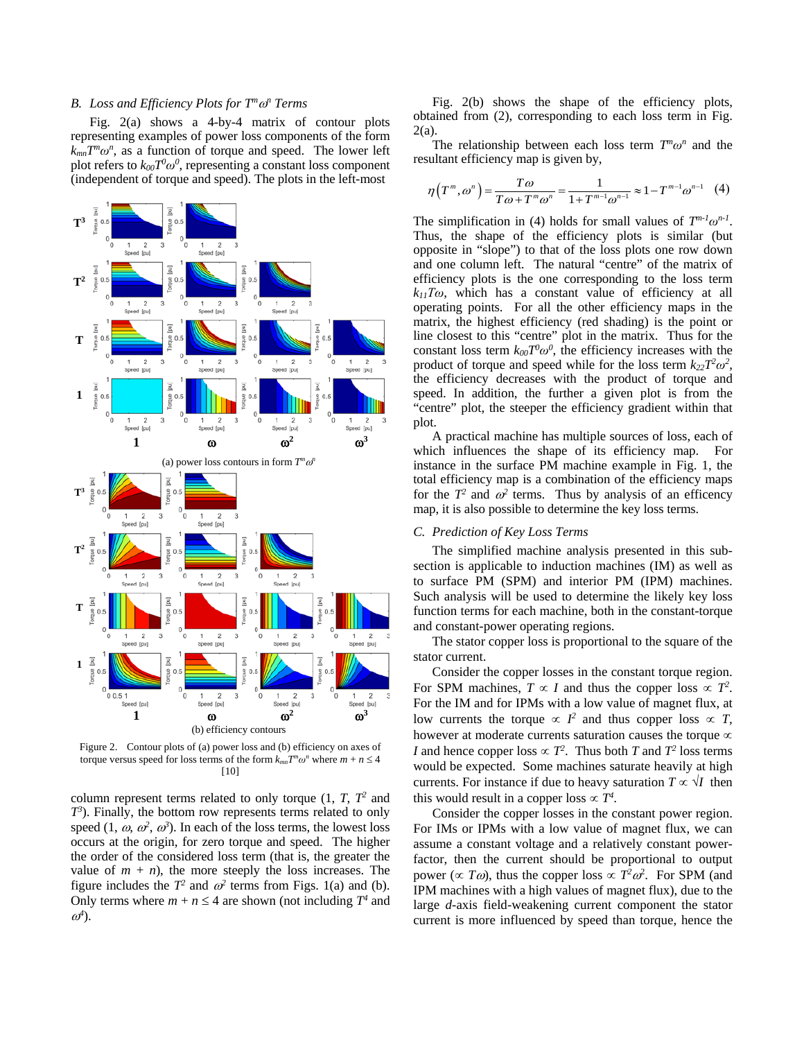### B. Loss and Efficiency Plots for $T^m\omega^n$ Terms

Fig. 2(a) shows a 4-by-4 matrix of contour plots representing examples of power loss components of the form $k_{mn}T^m\omega^n$, as a function of torque and speed. The lower left plot refers to $k_{00}T^0\omega^0$, representing a constant loss component (independent of torque and speed). The plots in the left-most column represent terms related to only torque (1, $T$, $T^2$ and $T^3$). Finally, the bottom row represents terms related to only speed (1, $\omega$, $\omega^2$, $\omega^3$). In each of the loss terms, the lowest loss occurs at the origin, for zero torque and speed. The higher the order of the considered loss term (that is, the greater the value of $m + n$), the more steeply the loss increases. The figure includes the $T^2$ and $\omega^2$ terms from Figs. 1(a) and (b). Only terms where $m + n \leq 4$ are shown (not including $T^4$ and $\omega^4$).

(a) power loss contours in form $T^m\omega^n$

(b) efficiency contours

Figure 2. Contour plots of (a) power loss and (b) efficiency on axes of torque versus speed for loss terms of the form $k_{mn}T^m\omega^n$ where $m + n \leq 4$ [10]

Fig. 2(b) shows the shape of the efficiency plots, obtained from (2), corresponding to each loss term in Fig. 2(a).

The relationship between each loss term $T^m\omega^n$ and the resultant efficiency map is given by,

$$\eta\left(T^m, \omega^n\right) = \frac{T\omega}{T\omega + T^m\omega^n} = \frac{1}{1 + T^{m-1}\omega^{n-1}} \approx 1 - T^{m-1}\omega^{n-1} \quad (4)$$

The simplification in (4) holds for small values of $T^{m-1}\omega^{n-1}$. Thus, the shape of the efficiency plots is similar (but opposite in "slope") to that of the loss plots one row down and one column left. The natural "centre" of the matrix of efficiency plots is the one corresponding to the loss term $k_{11}T\omega$, which has a constant value of efficiency at all operating points. For all the other efficiency maps in the matrix, the highest efficiency (red shading) is the point or line closest to this "centre" plot in the matrix. Thus for the constant loss term $k_{00}T^0\omega^0$, the efficiency increases with the product of torque and speed while for the loss term $k_{22}T^2\omega^2$, the efficiency decreases with the product of torque and speed. In addition, the further a given plot is from the "centre" plot, the steeper the efficiency gradient within that plot.

A practical machine has multiple sources of loss, each of which influences the shape of its efficiency map. For instance in the surface PM machine example in Fig. 1, the total efficiency map is a combination of the efficiency maps for the $T^2$ and $\omega^2$ terms. Thus by analysis of an efficency map, it is also possible to determine the key loss terms.

### C. Prediction of Key Loss Terms

The simplified machine analysis presented in this sub-section is applicable to induction machines (IM) as well as to surface PM (SPM) and interior PM (IPM) machines. Such analysis will be used to determine the likely key loss function terms for each machine, both in the constant-torque and constant-power operating regions.

The stator copper loss is proportional to the square of the stator current.

Consider the copper losses in the constant torque region. For SPM machines, $T \propto I$ and thus the copper loss $\propto T^2$. For the IM and for IPMs with a low value of magnet flux, at low currents the torque $\propto I^2$ and thus copper loss $\propto T$, however at moderate currents saturation causes the torque $\propto I$ and hence copper loss $\propto T^2$. Thus both $T$ and $T^2$ loss terms would be expected. Some machines saturate heavily at high currents. For instance if due to heavy saturation $T \propto \sqrt{I}$ then this would result in a copper loss $\propto T^4$.

Consider the copper losses in the constant power region. For IMs or IPMs with a low value of magnet flux, we can assume a constant voltage and a relatively constant power-factor, then the current should be proportional to output power ($\propto T\omega$), thus the copper loss $\propto T^2\omega^2$. For SPM (and IPM machines with a high values of magnet flux), due to the large $d$-axis field-weakening current component the stator current is more influenced by speed than torque, hence the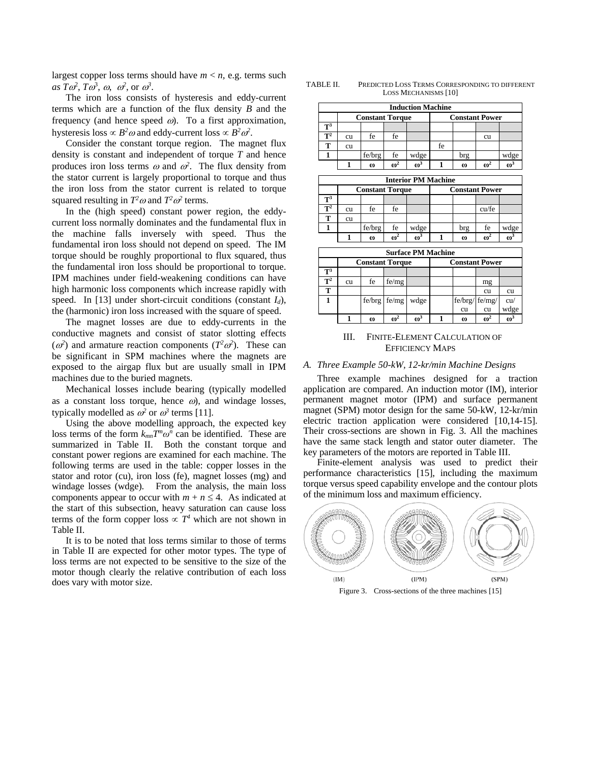largest copper loss terms should have $m < n$, e.g. terms such as $T\omega^2$, $T\omega^3$, $\omega$, $\omega^2$, or $\omega^3$.

The iron loss consists of hysteresis and eddy-current terms which are a function of the flux density $B$ and the frequency (and hence speed $\omega$). To a first approximation, hysteresis loss $\propto B^2\omega$ and eddy-current loss $\propto B^2\omega^2$.

Consider the constant torque region. The magnet flux density is constant and independent of torque $T$ and hence produces iron loss terms $\omega$ and $\omega^2$. The flux density from the stator current is largely proportional to torque and thus the iron loss from the stator current is related to torque squared resulting in $T^2\omega$ and $T^2\omega^2$ terms.

In the (high speed) constant power region, the eddy-current loss normally dominates and the fundamental flux in the machine falls inversely with speed. Thus the fundamental iron loss should not depend on speed. The IM torque should be roughly proportional to flux squared, thus the fundamental iron loss should be proportional to torque. IPM machines under field-weakening conditions can have high harmonic loss components which increase rapidly with speed. In [13] under short-circuit conditions (constant $I_d$), the (harmonic) iron loss increased with the square of speed.

The magnet losses are due to eddy-currents in the conductive magnets and consist of stator slotting effects ($\omega^2$) and armature reaction components ($T^2\omega^2$). These can be significant in SPM machines where the magnets are exposed to the airgap flux but are usually small in IPM machines due to the buried magnets.

Mechanical losses include bearing (typically modelled as a constant loss torque, hence $\omega$), and windage losses, typically modelled as $\omega^2$ or $\omega^3$ terms [11].

Using the above modelling approach, the expected key loss terms of the form $k_{mn}T^m\omega^n$ can be identified. These are summarized in Table II. Both the constant torque and constant power regions are examined for each machine. The following terms are used in the table: copper losses in the stator and rotor (cu), iron loss (fe), magnet losses (mg) and windage losses (wdge). From the analysis, the main loss components appear to occur with $m + n \leq 4$. As indicated at the start of this subsection, heavy saturation can cause loss terms of the form copper loss $\propto T^4$ which are not shown in Table II.

It is to be noted that loss terms similar to those of terms in Table II are expected for other motor types. The type of loss terms are not expected to be sensitive to the size of the motor though clearly the relative contribution of each loss does vary with motor size.

TABLE II. PREDICTED LOSS TERMS CORRESPONDING TO DIFFERENT LOSS MECHANISMS [10]

| Induction Machine | | | | | | | | |
|---|---|---|---|---|---|---|---|---|
| | **Constant Torque** | | | | **Constant Power** | | | |
| $T^3$ | | | | | | | | |
| $T^2$ | cu | fe | fe | | | | cu | |
| $T$ | cu | | | | fe | | | |
| 1 | | fe/brg | fe | wdge | | brg | | wdge |
| | 1 | $\omega$ | $\omega^2$ | $\omega^3$ | 1 | $\omega$ | $\omega^2$ | $\omega^3$ |

| Interior PM Machine | | | | | | | | |
|---|---|---|---|---|---|---|---|---|
| | **Constant Torque** | | | | **Constant Power** | | | |
| $T^3$ | | | | | | | | |
| $T^2$ | cu | fe | fe | | | | cu/fe | |
| $T$ | cu | | | | | | | |
| 1 | | fe/brg | fe | wdge | | brg | fe | wdge |
| | 1 | $\omega$ | $\omega^2$ | $\omega^3$ | 1 | $\omega$ | $\omega^2$ | $\omega^3$ |

| Surface PM Machine | | | | | | | | |
|---|---|---|---|---|---|---|---|---|
| | **Constant Torque** | | | | **Constant Power** | | | |
| $T^3$ | | | | | | | | |
| $T^2$ | cu | fe | fe/mg | | | | mg | |
| $T$ | | | | | | | cu | cu |
| 1 | | fe/brg | fe/mg | wdge | | fe/brg/cu | fe/mg/cu | cu/wdge |
| | 1 | $\omega$ | $\omega^2$ | $\omega^3$ | 1 | $\omega$ | $\omega^2$ | $\omega^3$ |

## III. FINITE-ELEMENT CALCULATION OF EFFICIENCY MAPS

### *A. Three Example 50-kW, 12-kr/min Machine Designs*

Three example machines designed for a traction application are compared. An induction motor (IM), interior permanent magnet motor (IPM) and surface permanent magnet (SPM) motor design for the same 50-kW, 12-kr/min electric traction application were considered [10,14-15]. Their cross-sections are shown in Fig. 3. All the machines have the same stack length and stator outer diameter. The key parameters of the motors are reported in Table III.

Finite-element analysis was used to predict their performance characteristics [15], including the maximum torque versus speed capability envelope and the contour plots of the minimum loss and maximum efficiency.

(IM) (IPM) (SPM)

Figure 3. Cross-sections of the three machines [15]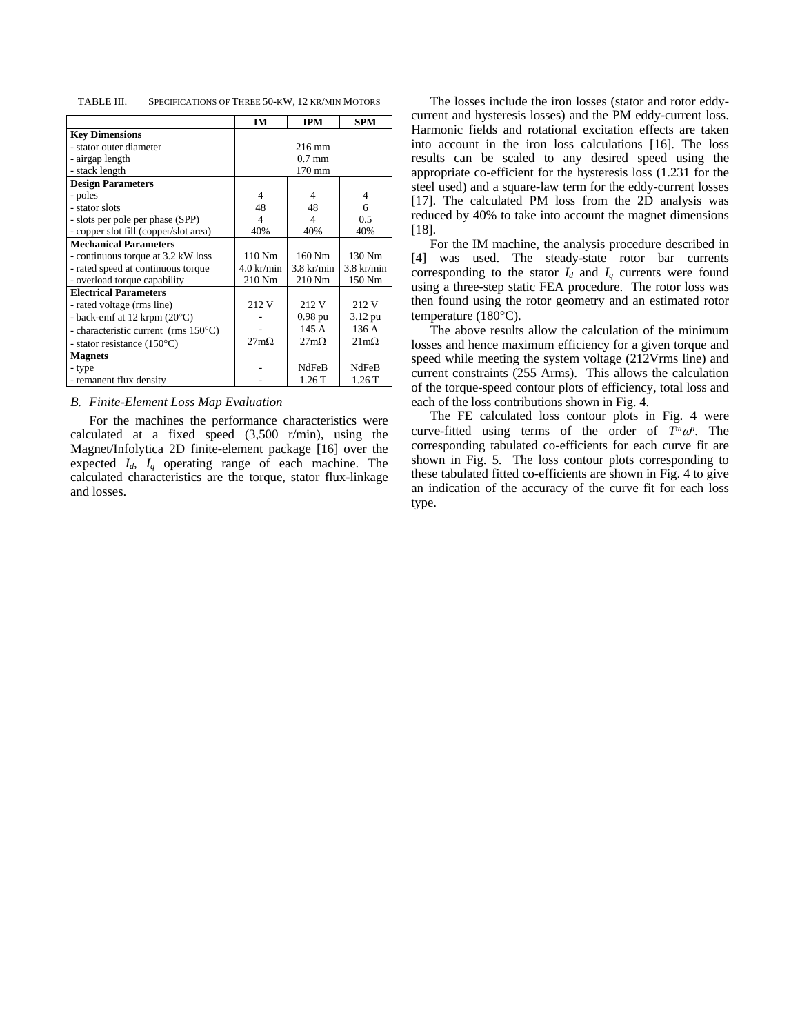TABLE III. SPECIFICATIONS OF THREE 50-KW, 12 KR/MIN MOTORS

| | IM | IPM | SPM |
|---|---|---|---|
| **Key Dimensions** | | | |
| - stator outer diameter | | 216 mm | |
| - airgap length | | 0.7 mm | |
| - stack length | | 170 mm | |
| **Design Parameters** | | | |
| - poles | 4 | 4 | 4 |
| - stator slots | 48 | 48 | 6 |
| - slots per pole per phase (SPP) | 4 | 4 | 0.5 |
| - copper slot fill (copper/slot area) | 40% | 40% | 40% |
| **Mechanical Parameters** | | | |
| - continuous torque at 3.2 kW loss | 110 Nm | 160 Nm | 130 Nm |
| - rated speed at continuous torque | 4.0 kr/min | 3.8 kr/min | 3.8 kr/min |
| - overload torque capability | 210 Nm | 210 Nm | 150 Nm |
| **Electrical Parameters** | | | |
| - rated voltage (rms line) | 212 V | 212 V | 212 V |
| - back-emf at 12 krpm (20°C) | - | 0.98 pu | 3.12 pu |
| - characteristic current (rms 150°C) | - | 145 A | 136 A |
| - stator resistance (150°C) | 27mΩ | 27mΩ | 21mΩ |
| **Magnets** | | | |
| - type | - | NdFeB | NdFeB |
| - remanent flux density | - | 1.26 T | 1.26 T |

### B. Finite-Element Loss Map Evaluation

For the machines the performance characteristics were calculated at a fixed speed (3,500 r/min), using the Magnet/Infolytica 2D finite-element package [16] over the expected $I_d$, $I_q$ operating range of each machine. The calculated characteristics are the torque, stator flux-linkage and losses.

The losses include the iron losses (stator and rotor eddy-current and hysteresis losses) and the PM eddy-current loss. Harmonic fields and rotational excitation effects are taken into account in the iron loss calculations [16]. The loss results can be scaled to any desired speed using the appropriate co-efficient for the hysteresis loss (1.231 for the steel used) and a square-law term for the eddy-current losses [17]. The calculated PM loss from the 2D analysis was reduced by 40% to take into account the magnet dimensions [18].

For the IM machine, the analysis procedure described in [4] was used. The steady-state rotor bar currents corresponding to the stator $I_d$ and $I_q$ currents were found using a three-step static FEA procedure. The rotor loss was then found using the rotor geometry and an estimated rotor temperature (180°C).

The above results allow the calculation of the minimum losses and hence maximum efficiency for a given torque and speed while meeting the system voltage (212Vrms line) and current constraints (255 Arms). This allows the calculation of the torque-speed contour plots of efficiency, total loss and each of the loss contributions shown in Fig. 4.

The FE calculated loss contour plots in Fig. 4 were curve-fitted using terms of the order of $T^m\omega^n$. The corresponding tabulated co-efficients for each curve fit are shown in Fig. 5. The loss contour plots corresponding to these tabulated fitted co-efficients are shown in Fig. 4 to give an indication of the accuracy of the curve fit for each loss type.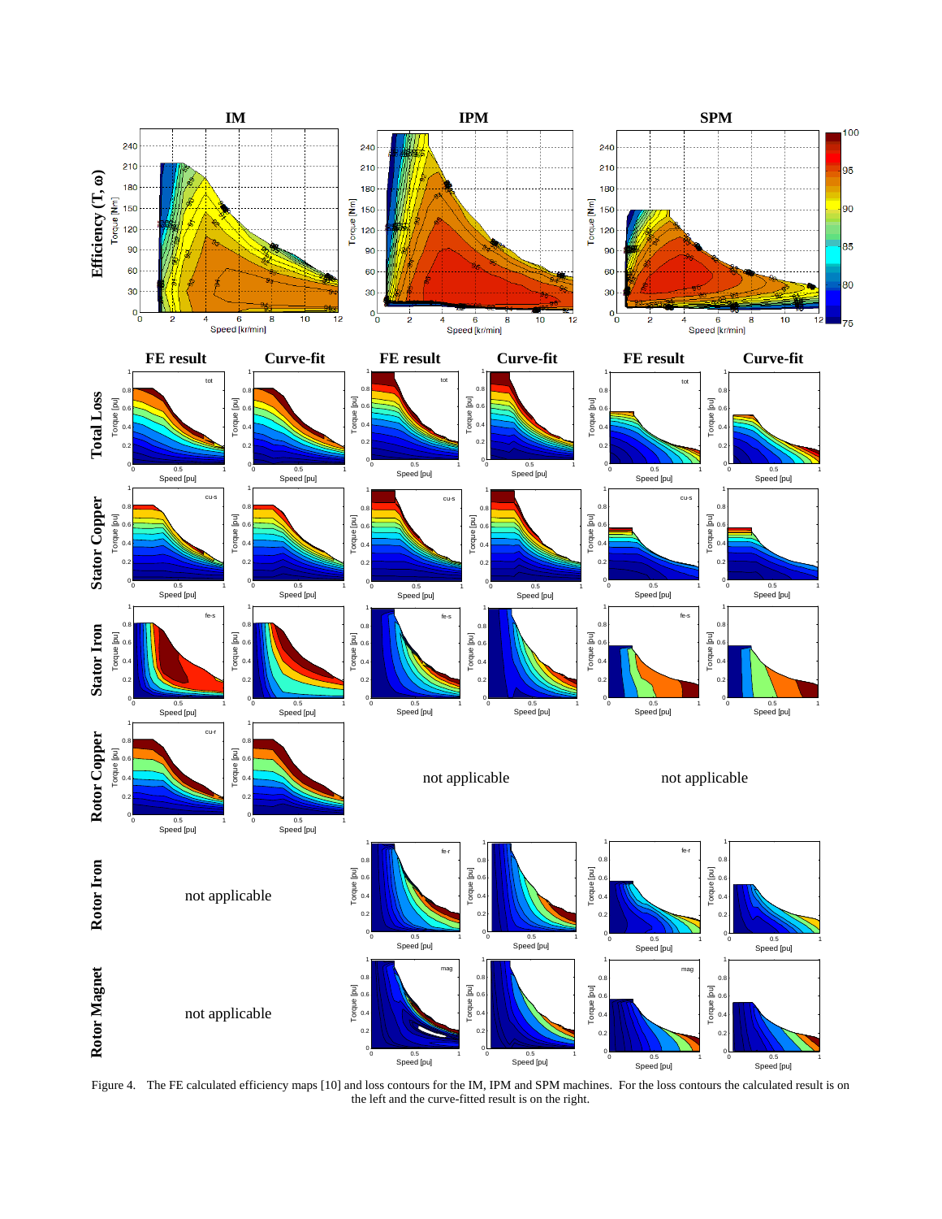Figure 4. The FE calculated efficiency maps [10] and loss contours for the IM, IPM and SPM machines. For the loss contours the calculated result is on the left and the curve-fitted result is on the right.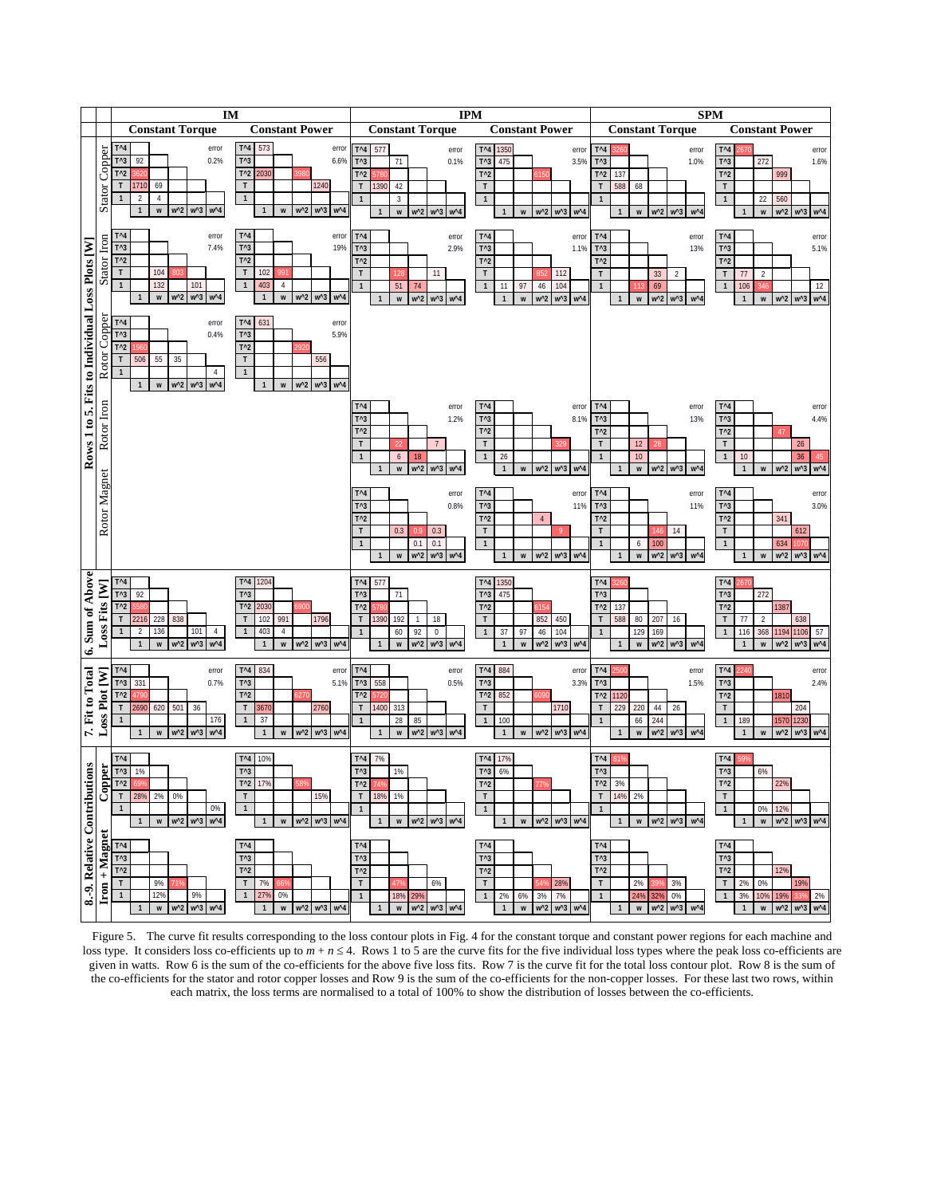## Rows 1 to 5. Fits to Individual Loss Plots [W]

### Stator Copper

**IM – Constant Torque** (error 0.2%)

| | 1 | w | w^2 | w^3 | w^4 |
|---|---|---|---|---|---|
| T^4 | | | | | |
| T^3 | 92 | | | | |
| T^2 | 3620 | | | | |
| T | 1710 | 69 | | | |
| 1 | 2 | 4 | | | |

**IM – Constant Power** (error 6.6%)

| | 1 | w | w^2 | w^3 | w^4 |
|---|---|---|---|---|---|
| T^4 | 573 | | | | |
| T^3 | | | | | |
| T^2 | 2030 | | 3980 | | |
| T | | | | 1240 | |
| 1 | | | | | |

**IPM – Constant Torque** (error 0.1%)

| | 1 | w | w^2 | w^3 | w^4 |
|---|---|---|---|---|---|
| T^4 | 577 | | | | |
| T^3 | | 71 | | | |
| T^2 | 5780 | | | | |
| T | 1390 | 42 | | | |
| 1 | | 3 | | | |

**IPM – Constant Power** (error 3.5%)

| | 1 | w | w^2 | w^3 | w^4 |
|---|---|---|---|---|---|
| T^4 | 1350 | | | | |
| T^3 | 475 | | | | |
| T^2 | | | 6150 | | |
| T | | | | | |
| 1 | | | | | |

**SPM – Constant Torque** (error 1.0%)

| | 1 | w | w^2 | w^3 | w^4 |
|---|---|---|---|---|---|
| T^4 | 3260 | | | | |
| T^3 | | | | | |
| T^2 | 137 | | | | |
| T | 588 | 68 | | | |
| 1 | | | | | |

**SPM – Constant Power** (error 1.6%)

| | 1 | w | w^2 | w^3 | w^4 |
|---|---|---|---|---|---|
| T^4 | 2670 | | | | |
| T^3 | | 272 | | | |
| T^2 | | | 999 | | |
| T | | | | | |
| 1 | | 22 | 560 | | |

### Stator Iron

**IM – Constant Torque** (error 7.4%)

| | 1 | w | w^2 | w^3 | w^4 |
|---|---|---|---|---|---|
| T^4 | | | | | |
| T^3 | | | | | |
| T^2 | | | | | |
| T | | 104 | 803 | | |
| 1 | | 132 | | 101 | |

**IM – Constant Power** (error 19%)

| | 1 | w | w^2 | w^3 | w^4 |
|---|---|---|---|---|---|
| T^4 | | | | | |
| T^3 | | | | | |
| T^2 | | | | | |
| T | 102 | 991 | | | |
| 1 | 403 | 4 | | | |

**IPM – Constant Torque** (error 2.9%)

| | 1 | w | w^2 | w^3 | w^4 |
|---|---|---|---|---|---|
| T^4 | | | | | |
| T^3 | | | | | |
| T^2 | | | | | |
| T | | 128 | | 11 | |
| 1 | | 51 | 74 | | |

**IPM – Constant Power** (error 1.1%)

| | 1 | w | w^2 | w^3 | w^4 |
|---|---|---|---|---|---|
| T^4 | | | | | |
| T^3 | | | | | |
| T^2 | | | | | |
| T | | | 852 | 112 | |
| 1 | 11 | 97 | 46 | 104 | |

**SPM – Constant Torque** (error 13%)

| | 1 | w | w^2 | w^3 | w^4 |
|---|---|---|---|---|---|
| T^4 | | | | | |
| T^3 | | | | | |
| T^2 | | | | | |
| T | | | 33 | 2 | |
| 1 | | 113 | 69 | | |

**SPM – Constant Power** (error 5.1%)

| | 1 | w | w^2 | w^3 | w^4 |
|---|---|---|---|---|---|
| T^4 | | | | | |
| T^3 | | | | | |
| T^2 | | | | | |
| T | 77 | 2 | | | |
| 1 | 106 | 346 | | | 12 |

### Rotor Copper

**IM – Constant Torque** (error 0.4%)

| | 1 | w | w^2 | w^3 | w^4 |
|---|---|---|---|---|---|
| T^4 | | | | | |
| T^3 | | | | | |
| T^2 | 1960 | | | | |
| T | 506 | 55 | 35 | | |
| 1 | | | | | 4 |

**IM – Constant Power** (error 5.9%)

| | 1 | w | w^2 | w^3 | w^4 |
|---|---|---|---|---|---|
| T^4 | 631 | | | | |
| T^3 | | | | | |
| T^2 | | | 2020 | | |
| T | | | | 556 | |
| 1 | | | | | |

### Rotor Iron

**IPM – Constant Torque** (error 1.2%)

| | 1 | w | w^2 | w^3 | w^4 |
|---|---|---|---|---|---|
| T^4 | | | | | |
| T^3 | | | | | |
| T^2 | | | | | |
| T | | 22 | | 7 | |
| 1 | | 6 | 18 | | |

**IPM – Constant Power** (error 8.1%)

| | 1 | w | w^2 | w^3 | w^4 |
|---|---|---|---|---|---|
| T^4 | | | | | |
| T^3 | | | | | |
| T^2 | | | | | |
| T | | | | 329 | |
| 1 | 26 | | | | |

**SPM – Constant Torque** (error 13%)

| | 1 | w | w^2 | w^3 | w^4 |
|---|---|---|---|---|---|
| T^4 | | | | | |
| T^3 | | | | | |
| T^2 | | | | | |
| T | | 12 | 28 | | |
| 1 | | 10 | | | |

**SPM – Constant Power** (error 4.4%)

| | 1 | w | w^2 | w^3 | w^4 |
|---|---|---|---|---|---|
| T^4 | | | | | |
| T^3 | | | | | |
| T^2 | | | 47 | | |
| T | | | | 26 | |
| 1 | 10 | | | 36 | 45 |

### Rotor Magnet

**IPM – Constant Torque** (error 0.8%)

| | 1 | w | w^2 | w^3 | w^4 |
|---|---|---|---|---|---|
| T^4 | | | | | |
| T^3 | | | | | |
| T^2 | | | | | |
| T | | 0.3 | 0.9 | 0.3 | |
| 1 | | | 0.1 | 0.1 | |

**IPM – Constant Power** (error 11%)

| | 1 | w | w^2 | w^3 | w^4 |
|---|---|---|---|---|---|
| T^4 | | | | | |
| T^3 | | | | | |
| T^2 | | | 4 | | |
| T | | | | 9 | |
| 1 | | | | | |

**SPM – Constant Torque** (error 11%)

| | 1 | w | w^2 | w^3 | w^4 |
|---|---|---|---|---|---|
| T^4 | | | | | |
| T^3 | | | | | |
| T^2 | | | | | |
| T | | | 146 | 14 | |
| 1 | | 6 | 100 | | |

**SPM – Constant Power** (error 3.0%)

| | 1 | w | w^2 | w^3 | w^4 |
|---|---|---|---|---|---|
| T^4 | | | | | |
| T^3 | | | | | |
| T^2 | | | 341 | | |
| T | | | | 612 | |
| 1 | | | | 634 | 1070 |

## 6. Sum of Above Loss Fits [W]

**IM – Constant Torque**

| | 1 | w | w^2 | w^3 | w^4 |
|---|---|---|---|---|---|
| T^4 | | | | | |
| T^3 | 92 | | | | |
| T^2 | 5580 | | | | |
| T | 2216 | 228 | 838 | | |
| 1 | 2 | 136 | | 101 | 4 |

**IM – Constant Power**

| | 1 | w | w^2 | w^3 | w^4 |
|---|---|---|---|---|---|
| T^4 | 1204 | | | | |
| T^3 | | | | | |
| T^2 | 2030 | | 6900 | | |
| T | 102 | 991 | | 1796 | |
| 1 | 403 | 4 | | | |

**IPM – Constant Torque**

| | 1 | w | w^2 | w^3 | w^4 |
|---|---|---|---|---|---|
| T^4 | 577 | | | | |
| T^3 | | 71 | | | |
| T^2 | 5780 | | | | |
| T | 1390 | 192 | 1 | 18 | |
| 1 | | 60 | 92 | 0 | |

**IPM – Constant Power**

| | 1 | w | w^2 | w^3 | w^4 |
|---|---|---|---|---|---|
| T^4 | 1350 | | | | |
| T^3 | 475 | | | | |
| T^2 | | | 6154 | | |
| T | | | 852 | 450 | |
| 1 | 37 | 97 | 46 | 104 | |

**SPM – Constant Torque**

| | 1 | w | w^2 | w^3 | w^4 |
|---|---|---|---|---|---|
| T^4 | 3260 | | | | |
| T^3 | | | | | |
| T^2 | 137 | | | | |
| T | 588 | 80 | 207 | 16 | |
| 1 | | 129 | 169 | | |

**SPM – Constant Power**

| | 1 | w | w^2 | w^3 | w^4 |
|---|---|---|---|---|---|
| T^4 | 2670 | | | | |
| T^3 | | 272 | | | |
| T^2 | | | 1387 | | |
| T | 77 | 2 | | 638 | |
| 1 | 116 | 368 | 1194 | 1106 | 57 |

## 7. Fit to Total Loss Plot [W]

**IM – Constant Torque** (error 0.7%)

| | 1 | w | w^2 | w^3 | w^4 |
|---|---|---|---|---|---|
| T^4 | | | | | |
| T^3 | 331 | | | | |
| T^2 | 4790 | | | | |
| T | 2690 | 620 | 501 | 36 | |
| 1 | | | | | 176 |

**IM – Constant Power** (error 5.1%)

| | 1 | w | w^2 | w^3 | w^4 |
|---|---|---|---|---|---|
| T^4 | 834 | | | | |
| T^3 | | | | | |
| T^2 | | | 6270 | | |
| T | 3670 | | | 2760 | |
| 1 | 37 | | | | |

**IPM – Constant Torque** (error 0.5%)

| | 1 | w | w^2 | w^3 | w^4 |
|---|---|---|---|---|---|
| T^4 | | | | | |
| T^3 | 558 | | | | |
| T^2 | 5720 | | | | |
| T | 1400 | 313 | | | |
| 1 | | 28 | 85 | | |

**IPM – Constant Power** (error 3.3%)

| | 1 | w | w^2 | w^3 | w^4 |
|---|---|---|---|---|---|
| T^4 | 884 | | | | |
| T^3 | | | | | |
| T^2 | 852 | | 5090 | | |
| T | | | | 1710 | |
| 1 | 100 | | | | |

**SPM – Constant Torque** (error 1.5%)

| | 1 | w | w^2 | w^3 | w^4 |
|---|---|---|---|---|---|
| T^4 | 2500 | | | | |
| T^3 | | | | | |
| T^2 | 1120 | | | | |
| T | 229 | 220 | 44 | 26 | |
| 1 | | 66 | 244 | | |

**SPM – Constant Power** (error 2.4%)

| | 1 | w | w^2 | w^3 | w^4 |
|---|---|---|---|---|---|
| T^4 | 2240 | | | | |
| T^3 | | | | | |
| T^2 | | | 1810 | | |
| T | | | | 204 | |
| 1 | 189 | | 1570 | 1230 | |

## 8.-9. Relative Contributions

### Copper

**IM – Constant Torque**

| | 1 | w | w^2 | w^3 | w^4 |
|---|---|---|---|---|---|
| T^4 | | | | | |
| T^3 | 1% | | | | |
| T^2 | 69% | | | | |
| T | 28% | 2% | 0% | | |
| 1 | | | | | 0% |

**IM – Constant Power**

| | 1 | w | w^2 | w^3 | w^4 |
|---|---|---|---|---|---|
| T^4 | 10% | | | | |
| T^3 | | | | | |
| T^2 | 17% | | 58% | | |
| T | | | | 15% | |
| 1 | | | | | |

**IPM – Constant Torque**

| | 1 | w | w^2 | w^3 | w^4 |
|---|---|---|---|---|---|
| T^4 | 7% | | | | |
| T^3 | | 1% | | | |
| T^2 | 74% | | | | |
| T | 18% | 1% | | | |
| 1 | | | | | |

**IPM – Constant Power**

| | 1 | w | w^2 | w^3 | w^4 |
|---|---|---|---|---|---|
| T^4 | 17% | | | | |
| T^3 | 6% | | | | |
| T^2 | | | 77% | | |
| T | | | | | |
| 1 | | | | | |

**SPM – Constant Torque**

| | 1 | w | w^2 | w^3 | w^4 |
|---|---|---|---|---|---|
| T^4 | 81% | | | | |
| T^3 | | | | | |
| T^2 | 3% | | | | |
| T | 14% | 2% | | | |
| 1 | | | | | |

**SPM – Constant Power**

| | 1 | w | w^2 | w^3 | w^4 |
|---|---|---|---|---|---|
| T^4 | 59% | | | | |
| T^3 | | 6% | | | |
| T^2 | | | 22% | | |
| T | | | | | |
| 1 | | 0% | 12% | | |

### Iron + Magnet

**IM – Constant Torque**

| | 1 | w | w^2 | w^3 | w^4 |
|---|---|---|---|---|---|
| T^4 | | | | | |
| T^3 | | | | | |
| T^2 | | | | | |
| T | | 9% | 71% | | |
| 1 | | 12% | | 9% | |

**IM – Constant Power**

| | 1 | w | w^2 | w^3 | w^4 |
|---|---|---|---|---|---|
| T^4 | | | | | |
| T^3 | | | | | |
| T^2 | | | | | |
| T | 7% | 36% | | | |
| 1 | 27% | 0% | | | |

**IPM – Constant Torque**

| | 1 | w | w^2 | w^3 | w^4 |
|---|---|---|---|---|---|
| T^4 | | | | | |
| T^3 | | | | | |
| T^2 | | | | | |
| T | | 47% | | 6% | |
| 1 | | 18% | 29% | | |

**IPM – Constant Power**

| | 1 | w | w^2 | w^3 | w^4 |
|---|---|---|---|---|---|
| T^4 | | | | | |
| T^3 | | | | | |
| T^2 | | | | | |
| T | | | 54% | 28% | |
| 1 | 2% | 6% | 3% | 7% | |

**SPM – Constant Torque**

| | 1 | w | w^2 | w^3 | w^4 |
|---|---|---|---|---|---|
| T^4 | | | | | |
| T^3 | | | | | |
| T^2 | | | | | |
| T | | 2% | 39% | 3% | |
| 1 | | 24% | 32% | 0% | |

**SPM – Constant Power**

| | 1 | w | w^2 | w^3 | w^4 |
|---|---|---|---|---|---|
| T^4 | | | | | |
| T^3 | | | | | |
| T^2 | | | 12% | | |
| T | 2% | 0% | | 19% | |
| 1 | 3% | 10% | 19% | 33% | 2% |

Figure 5. The curve fit results corresponding to the loss contour plots in Fig. 4 for the constant torque and constant power regions for each machine and loss type. It considers loss co-efficients up to $m + n \leq 4$. Rows 1 to 5 are the curve fits for the five individual loss types where the peak loss co-efficients are given in watts. Row 6 is the sum of the co-efficients for the above five loss fits. Row 7 is the curve fit for the total loss contour plot. Row 8 is the sum of the co-efficients for the stator and rotor copper losses and Row 9 is the sum of the co-efficients for the non-copper losses. For these last two rows, within each matrix, the loss terms are normalised to a total of 100% to show the distribution of losses between the co-efficients.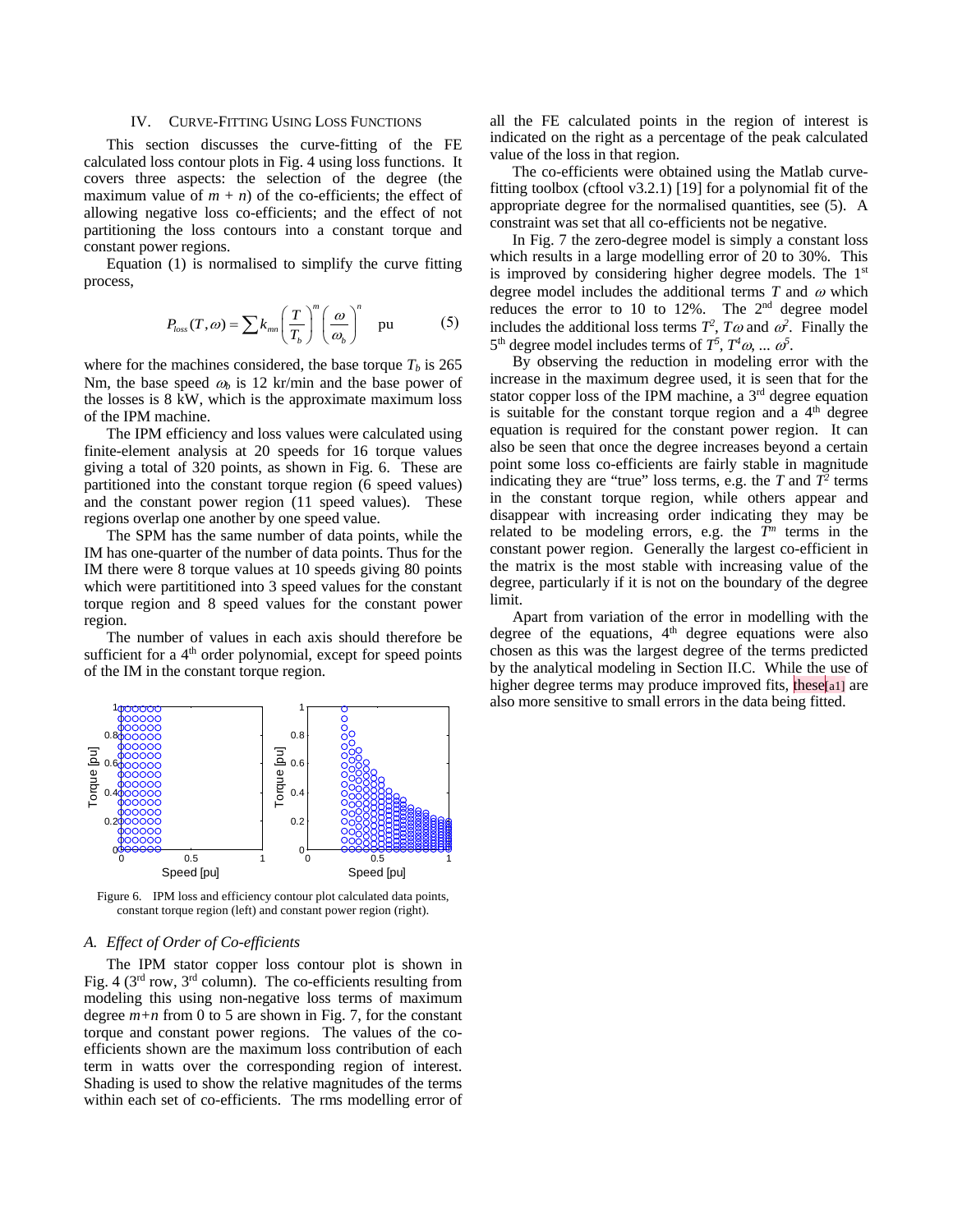## IV. Curve-Fitting Using Loss Functions

This section discusses the curve-fitting of the FE calculated loss contour plots in Fig. 4 using loss functions. It covers three aspects: the selection of the degree (the maximum value of $m + n$) of the co-efficients; the effect of allowing negative loss co-efficients; and the effect of not partitioning the loss contours into a constant torque and constant power regions.

Equation (1) is normalised to simplify the curve fitting process,

$$P_{loss}(T,\omega) = \sum k_{mn} \left(\frac{T}{T_b}\right)^m \left(\frac{\omega}{\omega_b}\right)^n \quad \text{pu} \qquad (5)$$

where for the machines considered, the base torque $T_b$ is 265 Nm, the base speed $\omega_b$ is 12 kr/min and the base power of the losses is 8 kW, which is the approximate maximum loss of the IPM machine.

The IPM efficiency and loss values were calculated using finite-element analysis at 20 speeds for 16 torque values giving a total of 320 points, as shown in Fig. 6. These are partitioned into the constant torque region (6 speed values) and the constant power region (11 speed values). These regions overlap one another by one speed value.

The SPM has the same number of data points, while the IM has one-quarter of the number of data points. Thus for the IM there were 8 torque values at 10 speeds giving 80 points which were partititioned into 3 speed values for the constant torque region and 8 speed values for the constant power region.

The number of values in each axis should therefore be sufficient for a 4[th] order polynomial, except for speed points of the IM in the constant torque region.

Figure 6. IPM loss and efficiency contour plot calculated data points, constant torque region (left) and constant power region (right).

### A. Effect of Order of Co-efficients

The IPM stator copper loss contour plot is shown in Fig. 4 (3[rd] row, 3[rd] column). The co-efficients resulting from modeling this using non-negative loss terms of maximum degree $m+n$ from 0 to 5 are shown in Fig. 7, for the constant torque and constant power regions. The values of the co-efficients shown are the maximum loss contribution of each term in watts over the corresponding region of interest. Shading is used to show the relative magnitudes of the terms within each set of co-efficients. The rms modelling error of all the FE calculated points in the region of interest is indicated on the right as a percentage of the peak calculated value of the loss in that region.

The co-efficients were obtained using the Matlab curve-fitting toolbox (cftool v3.2.1) [19] for a polynomial fit of the appropriate degree for the normalised quantities, see (5). A constraint was set that all co-efficients not be negative.

In Fig. 7 the zero-degree model is simply a constant loss which results in a large modelling error of 20 to 30%. This is improved by considering higher degree models. The 1[st] degree model includes the additional terms $T$ and $\omega$ which reduces the error to 10 to 12%. The 2[nd] degree model includes the additional loss terms $T^2$, $T\omega$ and $\omega^2$. Finally the 5[th] degree model includes terms of $T^5$, $T^4\omega$, ... $\omega^5$.

By observing the reduction in modeling error with the increase in the maximum degree used, it is seen that for the stator copper loss of the IPM machine, a 3[rd] degree equation is suitable for the constant torque region and a 4[th] degree equation is required for the constant power region. It can also be seen that once the degree increases beyond a certain point some loss co-efficients are fairly stable in magnitude indicating they are "true" loss terms, e.g. the $T$ and $T^2$ terms in the constant torque region, while others appear and disappear with increasing order indicating they may be related to be modeling errors, e.g. the $T^m$ terms in the constant power region. Generally the largest co-efficient in the matrix is the most stable with increasing value of the degree, particularly if it is not on the boundary of the degree limit.

Apart from variation of the error in modelling with the degree of the equations, 4[th] degree equations were also chosen as this was the largest degree of the terms predicted by the analytical modeling in Section II.C. While the use of higher degree terms may produce improved fits, these[a1] are also more sensitive to small errors in the data being fitted.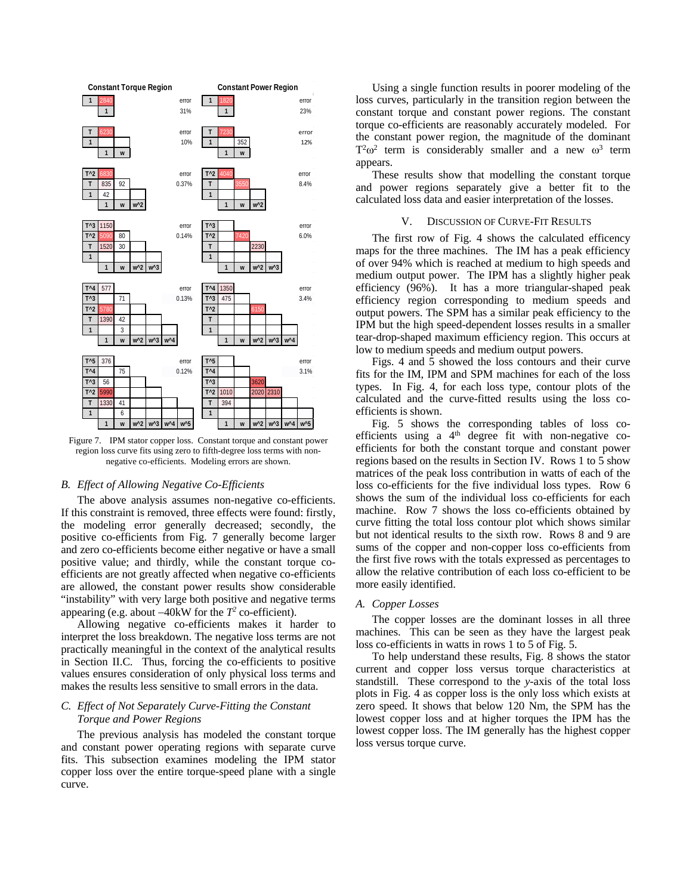**Constant Torque Region**

| | 1 |
|---|---|
| 1 | 2840 |

error 31%

| | 1 | w |
|---|---|---|
| T | 6230 | |
| 1 | | |

error 10%

| | 1 | w | w^2 |
|---|---|---|---|
| T^2 | 6830 | | |
| T | 835 | 92 | |
| 1 | 42 | | |

error 0.37%

| | 1 | w | w^2 | w^3 |
|---|---|---|---|---|
| T^3 | 1150 | | | |
| T^2 | 5090 | 80 | | |
| T | 1520 | 30 | | |
| 1 | | | | |

error 0.14%

| | 1 | w | w^2 | w^3 | w^4 |
|---|---|---|---|---|---|
| T^4 | 577 | | | | |
| T^3 | | 71 | | | |
| T^2 | 5780 | | | | |
| T | 1390 | 42 | | | |
| 1 | | 3 | | | |

error 0.13%

| | 1 | w | w^2 | w^3 | w^4 | w^5 |
|---|---|---|---|---|---|---|
| T^5 | 376 | | | | | |
| T^4 | | 75 | | | | |
| T^3 | 56 | | | | | |
| T^2 | 5990 | | | | | |
| T | 1330 | 41 | | | | |
| 1 | | 6 | | | | |

error 0.12%

**Constant Power Region**

| | 1 |
|---|---|
| 1 | 1820 |

error 23%

| | 1 | w |
|---|---|---|
| T | 7230 | |
| 1 | | 352 |

error 12%

| | 1 | w | w^2 |
|---|---|---|---|
| T^2 | 4040 | | |
| T | | 3550 | |
| 1 | | | |

error 8.4%

| | 1 | w | w^2 | w^3 |
|---|---|---|---|---|
| T^3 | | | | |
| T^2 | | 7420 | | |
| T | | | 2230 | |
| 1 | | | | |

error 6.0%

| | 1 | w | w^2 | w^3 | w^4 |
|---|---|---|---|---|---|
| T^4 | 1350 | | | | |
| T^3 | 475 | | | | |
| T^2 | | | 6150 | | |
| T | | | | | |
| 1 | | | | | |

error 3.4%

| | 1 | w | w^2 | w^3 | w^4 | w^5 |
|---|---|---|---|---|---|---|
| T^5 | | | | | | |
| T^4 | | | | | | |
| T^3 | | | 3620 | | | |
| T^2 | 1010 | | 2020 | 2310 | | |
| T | 394 | | | | | |
| 1 | | | | | | |

error 3.1%

Figure 7. IPM stator copper loss. Constant torque and constant power region loss curve fits using zero to fifth-degree loss terms with non-negative co-efficients. Modeling errors are shown.

### *B. Effect of Allowing Negative Co-Efficients*

The above analysis assumes non-negative co-efficients. If this constraint is removed, three effects were found: firstly, the modeling error generally decreased; secondly, the positive co-efficients from Fig. 7 generally become larger and zero co-efficients become either negative or have a small positive value; and thirdly, while the constant torque co-efficients are not greatly affected when negative co-efficients are allowed, the constant power results show considerable "instability" with very large both positive and negative terms appearing (e.g. about –40kW for the $T^2$ co-efficient).

Allowing negative co-efficients makes it harder to interpret the loss breakdown. The negative loss terms are not practically meaningful in the context of the analytical results in Section II.C. Thus, forcing the co-efficients to positive values ensures consideration of only physical loss terms and makes the results less sensitive to small errors in the data.

### *C. Effect of Not Separately Curve-Fitting the Constant Torque and Power Regions*

The previous analysis has modeled the constant torque and constant power operating regions with separate curve fits. This subsection examines modeling the IPM stator copper loss over the entire torque-speed plane with a single curve.

Using a single function results in poorer modeling of the loss curves, particularly in the transition region between the constant torque and constant power regions. The constant torque co-efficients are reasonably accurately modeled. For the constant power region, the magnitude of the dominant $T^2\omega^2$ term is considerably smaller and a new $\omega^3$ term appears.

These results show that modelling the constant torque and power regions separately give a better fit to the calculated loss data and easier interpretation of the losses.

## V. Discussion of Curve-Fit Results

The first row of Fig. 4 shows the calculated efficency maps for the three machines. The IM has a peak efficiency of over 94% which is reached at medium to high speeds and medium output power. The IPM has a slightly higher peak efficiency (96%). It has a more triangular-shaped peak efficiency region corresponding to medium speeds and output powers. The SPM has a similar peak efficiency to the IPM but the high speed-dependent losses results in a smaller tear-drop-shaped maximum efficiency region. This occurs at low to medium speeds and medium output powers.

Figs. 4 and 5 showed the loss contours and their curve fits for the IM, IPM and SPM machines for each of the loss types. In Fig. 4, for each loss type, contour plots of the calculated and the curve-fitted results using the loss co-efficients is shown.

Fig. 5 shows the corresponding tables of loss co-efficients using a 4[th] degree fit with non-negative co-efficients for both the constant torque and constant power regions based on the results in Section IV. Rows 1 to 5 show matrices of the peak loss contribution in watts of each of the loss co-efficients for the five individual loss types. Row 6 shows the sum of the individual loss co-efficients for each machine. Row 7 shows the loss co-efficients obtained by curve fitting the total loss contour plot which shows similar but not identical results to the sixth row. Rows 8 and 9 are sums of the copper and non-copper loss co-efficients from the first five rows with the totals expressed as percentages to allow the relative contribution of each loss co-efficient to be more easily identified.

### *A. Copper Losses*

The copper losses are the dominant losses in all three machines. This can be seen as they have the largest peak loss co-efficients in watts in rows 1 to 5 of Fig. 5.

To help understand these results, Fig. 8 shows the stator current and copper loss versus torque characteristics at standstill. These correspond to the *y*-axis of the total loss plots in Fig. 4 as copper loss is the only loss which exists at zero speed. It shows that below 120 Nm, the SPM has the lowest copper loss and at higher torques the IPM has the lowest copper loss. The IM generally has the highest copper loss versus torque curve.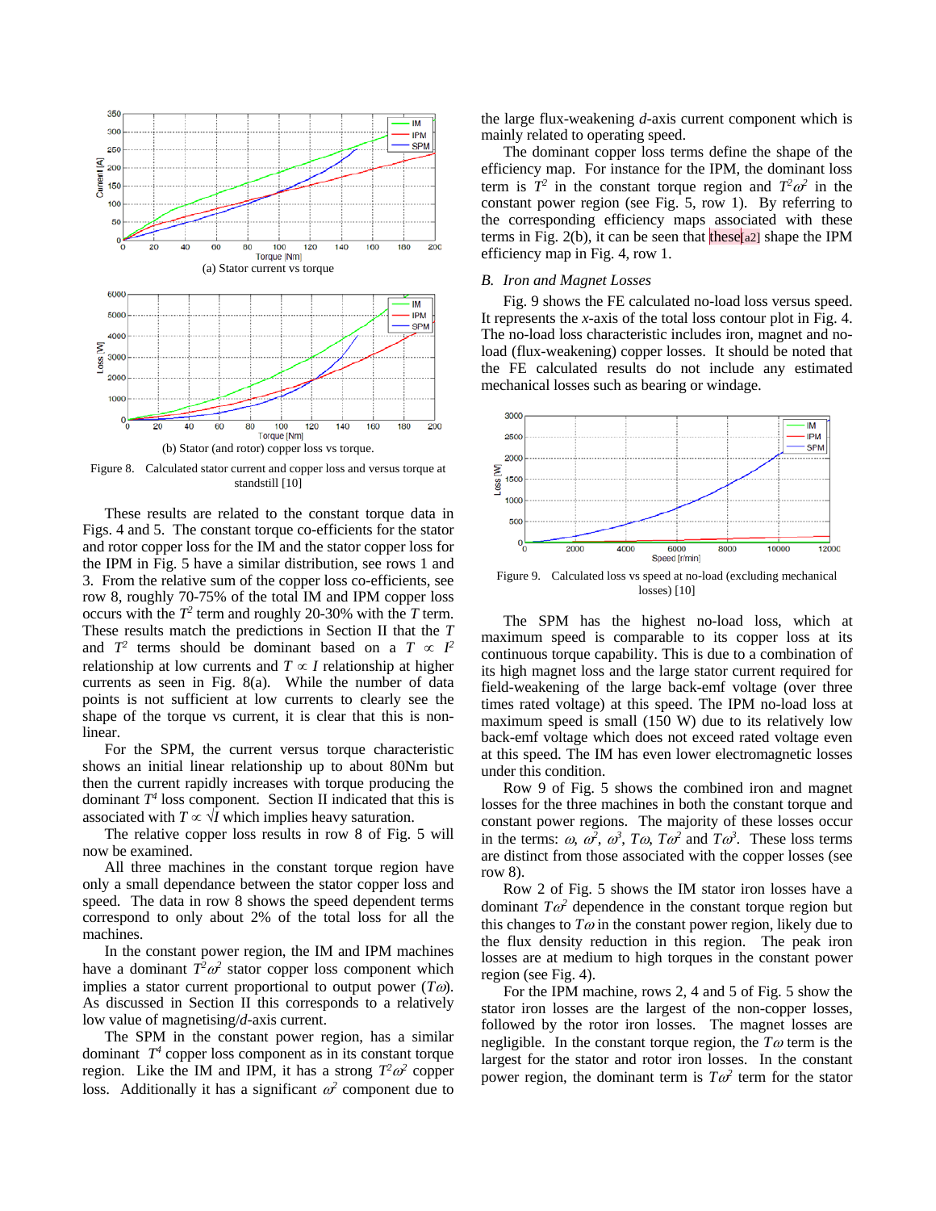(a) Stator current vs torque

(b) Stator (and rotor) copper loss vs torque.

Figure 8. Calculated stator current and copper loss and versus torque at standstill [10]

These results are related to the constant torque data in Figs. 4 and 5. The constant torque co-efficients for the stator and rotor copper loss for the IM and the stator copper loss for the IPM in Fig. 5 have a similar distribution, see rows 1 and 3. From the relative sum of the copper loss co-efficients, see row 8, roughly 70-75% of the total IM and IPM copper loss occurs with the $T^2$ term and roughly 20-30% with the $T$ term. These results match the predictions in Section II that the $T$ and $T^2$ terms should be dominant based on a $T \propto I^2$ relationship at low currents and $T \propto I$ relationship at higher currents as seen in Fig. 8(a). While the number of data points is not sufficient at low currents to clearly see the shape of the torque vs current, it is clear that this is non-linear.

For the SPM, the current versus torque characteristic shows an initial linear relationship up to about 80Nm but then the current rapidly increases with torque producing the dominant $T^4$ loss component. Section II indicated that this is associated with $T \propto \sqrt{I}$ which implies heavy saturation.

The relative copper loss results in row 8 of Fig. 5 will now be examined.

All three machines in the constant torque region have only a small dependance between the stator copper loss and speed. The data in row 8 shows the speed dependent terms correspond to only about 2% of the total loss for all the machines.

In the constant power region, the IM and IPM machines have a dominant $T^2\omega^2$ stator copper loss component which implies a stator current proportional to output power ($T\omega$). As discussed in Section II this corresponds to a relatively low value of magnetising/*d*-axis current.

The SPM in the constant power region, has a similar dominant $T^4$ copper loss component as in its constant torque region. Like the IM and IPM, it has a strong $T^2\omega^2$ copper loss. Additionally it has a significant $\omega^2$ component due to the large flux-weakening *d*-axis current component which is mainly related to operating speed.

The dominant copper loss terms define the shape of the efficiency map. For instance for the IPM, the dominant loss term is $T^2$ in the constant torque region and $T^2\omega^2$ in the constant power region (see Fig. 5, row 1). By referring to the corresponding efficiency maps associated with these terms in Fig. 2(b), it can be seen that these[a2] shape the IPM efficiency map in Fig. 4, row 1.

### B. Iron and Magnet Losses

Fig. 9 shows the FE calculated no-load loss versus speed. It represents the *x*-axis of the total loss contour plot in Fig. 4. The no-load loss characteristic includes iron, magnet and no-load (flux-weakening) copper losses. It should be noted that the FE calculated results do not include any estimated mechanical losses such as bearing or windage.

Figure 9. Calculated loss vs speed at no-load (excluding mechanical losses) [10]

The SPM has the highest no-load loss, which at maximum speed is comparable to its copper loss at its continuous torque capability. This is due to a combination of its high magnet loss and the large stator current required for field-weakening of the large back-emf voltage (over three times rated voltage) at this speed. The IPM no-load loss at maximum speed is small (150 W) due to its relatively low back-emf voltage which does not exceed rated voltage even at this speed. The IM has even lower electromagnetic losses under this condition.

Row 9 of Fig. 5 shows the combined iron and magnet losses for the three machines in both the constant torque and constant power regions. The majority of these losses occur in the terms: $\omega$, $\omega^2$, $\omega^3$, $T\omega$, $T\omega^2$ and $T\omega^3$. These loss terms are distinct from those associated with the copper losses (see row 8).

Row 2 of Fig. 5 shows the IM stator iron losses have a dominant $T\omega^2$ dependence in the constant torque region but this changes to $T\omega$ in the constant power region, likely due to the flux density reduction in this region. The peak iron losses are at medium to high torques in the constant power region (see Fig. 4).

For the IPM machine, rows 2, 4 and 5 of Fig. 5 show the stator iron losses are the largest of the non-copper losses, followed by the rotor iron losses. The magnet losses are negligible. In the constant torque region, the $T\omega$ term is the largest for the stator and rotor iron losses. In the constant power region, the dominant term is $T\omega^2$ term for the stator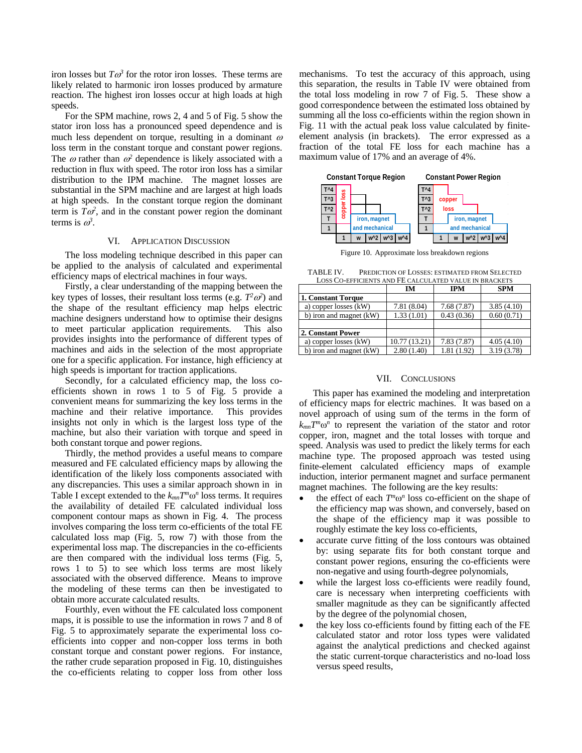iron losses but $T\omega^3$ for the rotor iron losses. These terms are likely related to harmonic iron losses produced by armature reaction. The highest iron losses occur at high loads at high speeds.

For the SPM machine, rows 2, 4 and 5 of Fig. 5 show the stator iron loss has a pronounced speed dependence and is much less dependent on torque, resulting in a dominant $\omega$ loss term in the constant torque and constant power regions. The $\omega$ rather than $\omega^2$ dependence is likely associated with a reduction in flux with speed. The rotor iron loss has a similar distribution to the IPM machine. The magnet losses are substantial in the SPM machine and are largest at high loads at high speeds. In the constant torque region the dominant term is $T\omega^2$, and in the constant power region the dominant terms is $\omega^3$.

## VI. Application Discussion

The loss modeling technique described in this paper can be applied to the analysis of calculated and experimental efficiency maps of electrical machines in four ways.

Firstly, a clear understanding of the mapping between the key types of losses, their resultant loss terms (e.g. $T^2\omega^2$) and the shape of the resultant efficiency map helps electric machine designers understand how to optimise their designs to meet particular application requirements. This also provides insights into the performance of different types of machines and aids in the selection of the most appropriate one for a specific application. For instance, high efficiency at high speeds is important for traction applications.

Secondly, for a calculated efficiency map, the loss co-efficients shown in rows 1 to 5 of Fig. 5 provide a convenient means for summarizing the key loss terms in the machine and their relative importance. This provides insights not only in which is the largest loss type of the machine, but also their variation with torque and speed in both constant torque and power regions.

Thirdly, the method provides a useful means to compare measured and FE calculated efficiency maps by allowing the identification of the likely loss components associated with any discrepancies. This uses a similar approach shown in in Table I except extended to the $k_{mn}T^m\omega^n$ loss terms. It requires the availability of detailed FE calculated individual loss component contour maps as shown in Fig. 4. The process involves comparing the loss term co-efficients of the total FE calculated loss map (Fig. 5, row 7) with those from the experimental loss map. The discrepancies in the co-efficients are then compared with the individual loss terms (Fig. 5, rows 1 to 5) to see which loss terms are most likely associated with the observed difference. Means to improve the modeling of these terms can then be investigated to obtain more accurate calculated results.

Fourthly, even without the FE calculated loss component maps, it is possible to use the information in rows 7 and 8 of Fig. 5 to approximately separate the experimental loss co-efficients into copper and non-copper loss terms in both constant torque and constant power regions. For instance, the rather crude separation proposed in Fig. 10, distinguishes the co-efficients relating to copper loss from other loss mechanisms. To test the accuracy of this approach, using this separation, the results in Table IV were obtained from the total loss modeling in row 7 of Fig. 5. These show a good correspondence between the estimated loss obtained by summing all the loss co-efficients within the region shown in Fig. 11 with the actual peak loss value calculated by finite-element analysis (in brackets). The error expressed as a fraction of the total FE loss for each machine has a maximum value of 17% and an average of 4%.

Figure 10. Approximate loss breakdown regions

TABLE IV. Prediction of Losses: Estimated from Selected Loss Co-efficients and FE calculated value in brackets

| | IM | IPM | SPM |
|---|---|---|---|
| **1. Constant Torque** | | | |
| a) copper losses (kW) | 7.81 (8.04) | 7.68 (7.87) | 3.85 (4.10) |
| b) iron and magnet (kW) | 1.33 (1.01) | 0.43 (0.36) | 0.60 (0.71) |
| | | | |
| **2. Constant Power** | | | |
| a) copper losses (kW) | 10.77 (13.21) | 7.83 (7.87) | 4.05 (4.10) |
| b) iron and magnet (kW) | 2.80 (1.40) | 1.81 (1.92) | 3.19 (3.78) |

## VII. Conclusions

This paper has examined the modeling and interpretation of efficiency maps for electric machines. It was based on a novel approach of using sum of the terms in the form of $k_{mn}T^m\omega^n$ to represent the variation of the stator and rotor copper, iron, magnet and the total losses with torque and speed. Analysis was used to predict the likely terms for each machine type. The proposed approach was tested using finite-element calculated efficiency maps of example induction, interior permanent magnet and surface permanent magnet machines. The following are the key results:

- the effect of each $T^m\omega^n$ loss co-efficient on the shape of the efficiency map was shown, and conversely, based on the shape of the efficiency map it was possible to roughly estimate the key loss co-efficients,
- accurate curve fitting of the loss contours was obtained by: using separate fits for both constant torque and constant power regions, ensuring the co-efficients were non-negative and using fourth-degree polynomials,
- while the largest loss co-efficients were readily found, care is necessary when interpreting coefficients with smaller magnitude as they can be significantly affected by the degree of the polynomial chosen,
- the key loss co-efficients found by fitting each of the FE calculated stator and rotor loss types were validated against the analytical predictions and checked against the static current-torque characteristics and no-load loss versus speed results,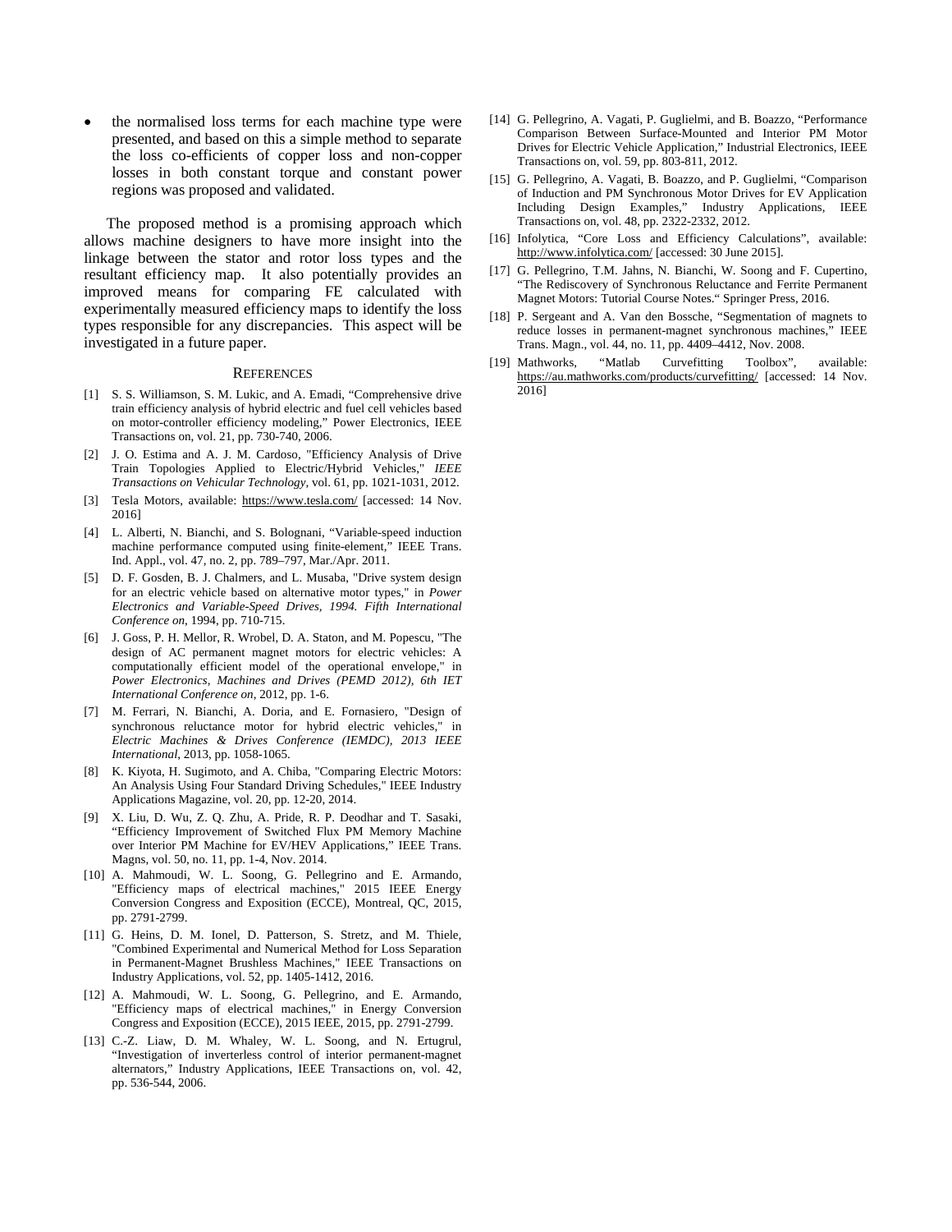- the normalised loss terms for each machine type were presented, and based on this a simple method to separate the loss co-efficients of copper loss and non-copper losses in both constant torque and constant power regions was proposed and validated.

The proposed method is a promising approach which allows machine designers to have more insight into the linkage between the stator and rotor loss types and the resultant efficiency map. It also potentially provides an improved means for comparing FE calculated with experimentally measured efficiency maps to identify the loss types responsible for any discrepancies. This aspect will be investigated in a future paper.

## References

[1] S. S. Williamson, S. M. Lukic, and A. Emadi, "Comprehensive drive train efficiency analysis of hybrid electric and fuel cell vehicles based on motor-controller efficiency modeling," Power Electronics, IEEE Transactions on, vol. 21, pp. 730-740, 2006.

[2] J. O. Estima and A. J. M. Cardoso, "Efficiency Analysis of Drive Train Topologies Applied to Electric/Hybrid Vehicles," *IEEE Transactions on Vehicular Technology*, vol. 61, pp. 1021-1031, 2012.

[3] Tesla Motors, available: https://www.tesla.com/ [accessed: 14 Nov. 2016]

[4] L. Alberti, N. Bianchi, and S. Bolognani, "Variable-speed induction machine performance computed using finite-element," IEEE Trans. Ind. Appl., vol. 47, no. 2, pp. 789–797, Mar./Apr. 2011.

[5] D. F. Gosden, B. J. Chalmers, and L. Musaba, "Drive system design for an electric vehicle based on alternative motor types," in *Power Electronics and Variable-Speed Drives, 1994. Fifth International Conference on*, 1994, pp. 710-715.

[6] J. Goss, P. H. Mellor, R. Wrobel, D. A. Staton, and M. Popescu, "The design of AC permanent magnet motors for electric vehicles: A computationally efficient model of the operational envelope," in *Power Electronics, Machines and Drives (PEMD 2012), 6th IET International Conference on*, 2012, pp. 1-6.

[7] M. Ferrari, N. Bianchi, A. Doria, and E. Fornasiero, "Design of synchronous reluctance motor for hybrid electric vehicles," in *Electric Machines & Drives Conference (IEMDC), 2013 IEEE International*, 2013, pp. 1058-1065.

[8] K. Kiyota, H. Sugimoto, and A. Chiba, "Comparing Electric Motors: An Analysis Using Four Standard Driving Schedules," IEEE Industry Applications Magazine, vol. 20, pp. 12-20, 2014.

[9] X. Liu, D. Wu, Z. Q. Zhu, A. Pride, R. P. Deodhar and T. Sasaki, "Efficiency Improvement of Switched Flux PM Memory Machine over Interior PM Machine for EV/HEV Applications," IEEE Trans. Magns, vol. 50, no. 11, pp. 1-4, Nov. 2014.

[10] A. Mahmoudi, W. L. Soong, G. Pellegrino and E. Armando, "Efficiency maps of electrical machines," 2015 IEEE Energy Conversion Congress and Exposition (ECCE), Montreal, QC, 2015, pp. 2791-2799.

[11] G. Heins, D. M. Ionel, D. Patterson, S. Stretz, and M. Thiele, "Combined Experimental and Numerical Method for Loss Separation in Permanent-Magnet Brushless Machines," IEEE Transactions on Industry Applications, vol. 52, pp. 1405-1412, 2016.

[12] A. Mahmoudi, W. L. Soong, G. Pellegrino, and E. Armando, "Efficiency maps of electrical machines," in Energy Conversion Congress and Exposition (ECCE), 2015 IEEE, 2015, pp. 2791-2799.

[13] C.-Z. Liaw, D. M. Whaley, W. L. Soong, and N. Ertugrul, "Investigation of inverterless control of interior permanent-magnet alternators," Industry Applications, IEEE Transactions on, vol. 42, pp. 536-544, 2006.

[14] G. Pellegrino, A. Vagati, P. Guglielmi, and B. Boazzo, "Performance Comparison Between Surface-Mounted and Interior PM Motor Drives for Electric Vehicle Application," Industrial Electronics, IEEE Transactions on, vol. 59, pp. 803-811, 2012.

[15] G. Pellegrino, A. Vagati, B. Boazzo, and P. Guglielmi, "Comparison of Induction and PM Synchronous Motor Drives for EV Application Including Design Examples," Industry Applications, IEEE Transactions on, vol. 48, pp. 2322-2332, 2012.

[16] Infolytica, "Core Loss and Efficiency Calculations", available: http://www.infolytica.com/ [accessed: 30 June 2015].

[17] G. Pellegrino, T.M. Jahns, N. Bianchi, W. Soong and F. Cupertino, "The Rediscovery of Synchronous Reluctance and Ferrite Permanent Magnet Motors: Tutorial Course Notes." Springer Press, 2016.

[18] P. Sergeant and A. Van den Bossche, "Segmentation of magnets to reduce losses in permanent-magnet synchronous machines," IEEE Trans. Magn., vol. 44, no. 11, pp. 4409–4412, Nov. 2008.

[19] Mathworks, "Matlab Curvefitting Toolbox", available: https://au.mathworks.com/products/curvefitting/ [accessed: 14 Nov. 2016]